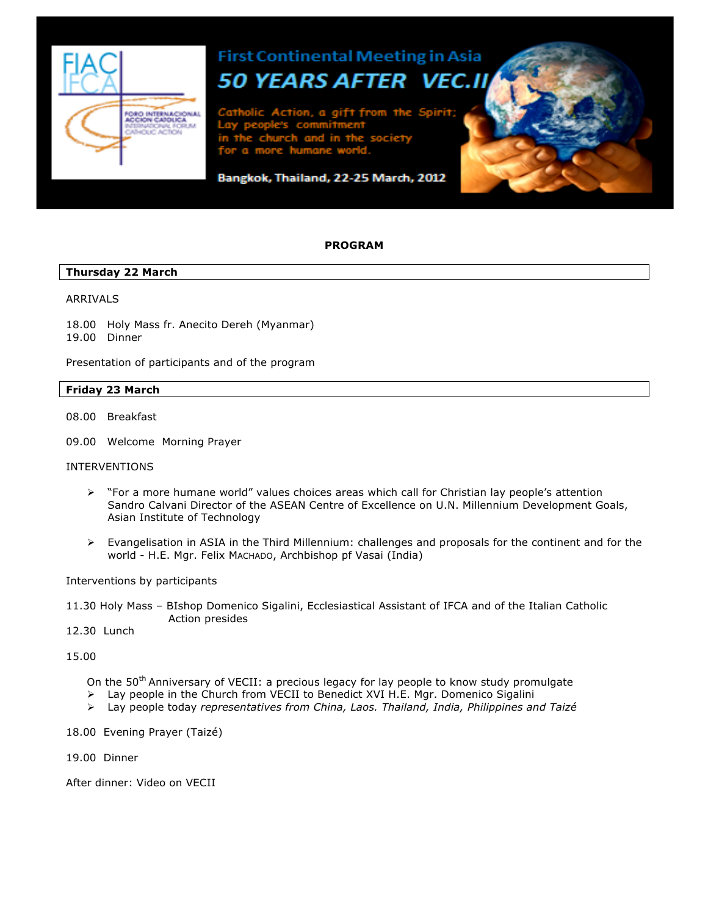FIAC
IFCA

FORO INTERNACIONAL ACCION CATOLICA
INTERNATIONAL FORUM CATHOLIC ACTION

# First Continental Meeting in Asia

# 50 YEARS AFTER VEC.II

Catholic Action, a gift from the Spirit;
Lay people's commitment
in the church and in the society
for a more humane world.

Bangkok, Thailand, 22-25 March, 2012

## PROGRAM

### Thursday 22 March

ARRIVALS

18.00 Holy Mass fr. Anecito Dereh (Myanmar)
19.00 Dinner

Presentation of participants and of the program

### Friday 23 March

08.00 Breakfast

09.00 Welcome Morning Prayer

INTERVENTIONS

- "For a more humane world" values choices areas which call for Christian lay people's attention Sandro Calvani Director of the ASEAN Centre of Excellence on U.N. Millennium Development Goals, Asian Institute of Technology
- Evangelisation in ASIA in the Third Millennium: challenges and proposals for the continent and for the world - H.E. Mgr. Felix MACHADO, Archbishop pf Vasai (India)

Interventions by participants

11.30 Holy Mass – BIshop Domenico Sigalini, Ecclesiastical Assistant of IFCA and of the Italian Catholic Action presides
12.30 Lunch

15.00

On the 50th Anniversary of VECII: a precious legacy for lay people to know study promulgate

- Lay people in the Church from VECII to Benedict XVI H.E. Mgr. Domenico Sigalini
- Lay people today *representatives from China, Laos. Thailand, India, Philippines and Taizé*

18.00 Evening Prayer (Taizé)

19.00 Dinner

After dinner: Video on VECII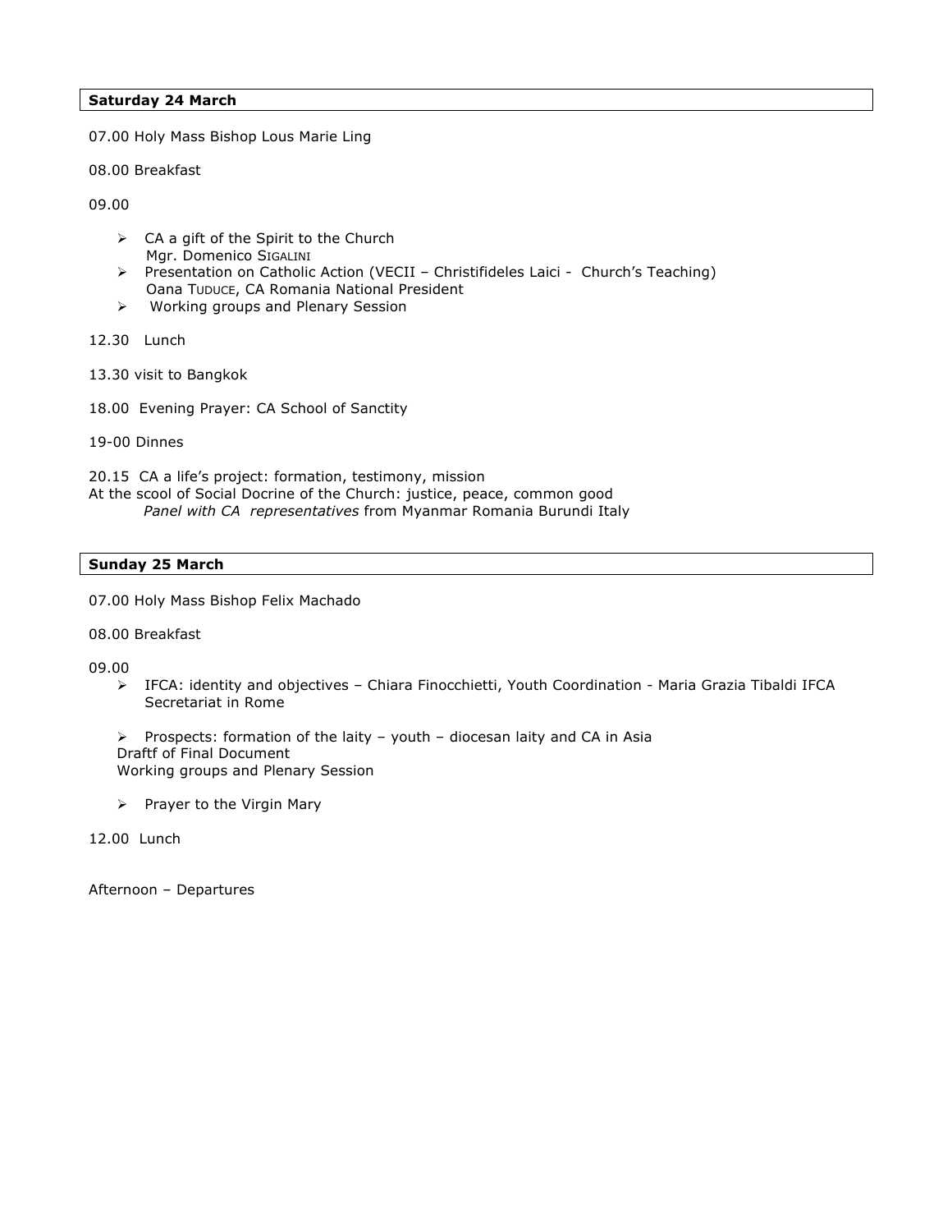**Saturday 24 March**

07.00 Holy Mass Bishop Lous Marie Ling

08.00 Breakfast

09.00

- CA a gift of the Spirit to the Church
  Mgr. Domenico SIGALINI
- Presentation on Catholic Action (VECII – Christifideles Laici - Church's Teaching)
  Oana TUDUCE, CA Romania National President
- Working groups and Plenary Session

12.30 Lunch

13.30 visit to Bangkok

18.00 Evening Prayer: CA School of Sanctity

19-00 Dinnes

20.15 CA a life's project: formation, testimony, mission
At the scool of Social Docrine of the Church: justice, peace, common good
*Panel with CA representatives* from Myanmar Romania Burundi Italy

**Sunday 25 March**

07.00 Holy Mass Bishop Felix Machado

08.00 Breakfast

09.00

- IFCA: identity and objectives – Chiara Finocchietti, Youth Coordination - Maria Grazia Tibaldi IFCA Secretariat in Rome

- Prospects: formation of the laity – youth – diocesan laity and CA in Asia
  Draftf of Final Document
  Working groups and Plenary Session

- Prayer to the Virgin Mary

12.00 Lunch

Afternoon – Departures